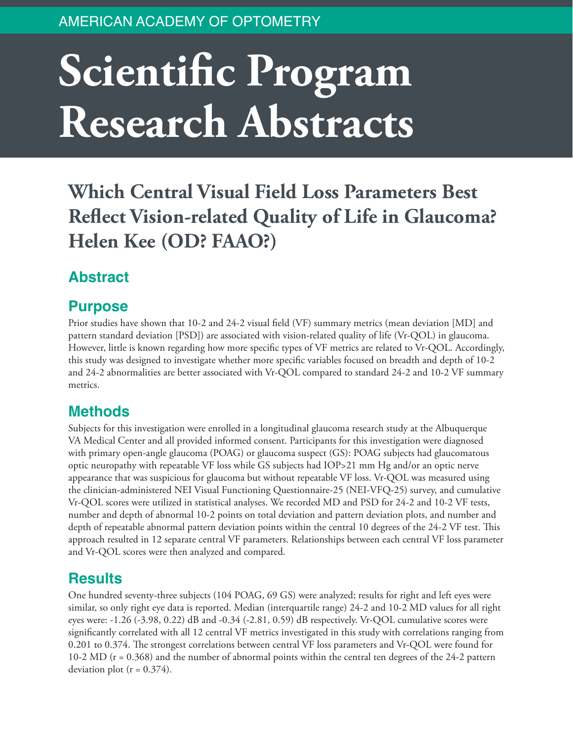AMERICAN ACADEMY OF OPTOMETRY

# Scientific Program Research Abstracts

## Which Central Visual Field Loss Parameters Best Reflect Vision-related Quality of Life in Glaucoma? Helen Kee (OD? FAAO?)

### Abstract

### Purpose

Prior studies have shown that 10-2 and 24-2 visual field (VF) summary metrics (mean deviation [MD] and pattern standard deviation [PSD]) are associated with vision-related quality of life (Vr-QOL) in glaucoma. However, little is known regarding how more specific types of VF metrics are related to Vr-QOL. Accordingly, this study was designed to investigate whether more specific variables focused on breadth and depth of 10-2 and 24-2 abnormalities are better associated with Vr-QOL compared to standard 24-2 and 10-2 VF summary metrics.

### Methods

Subjects for this investigation were enrolled in a longitudinal glaucoma research study at the Albuquerque VA Medical Center and all provided informed consent. Participants for this investigation were diagnosed with primary open-angle glaucoma (POAG) or glaucoma suspect (GS): POAG subjects had glaucomatous optic neuropathy with repeatable VF loss while GS subjects had IOP>21 mm Hg and/or an optic nerve appearance that was suspicious for glaucoma but without repeatable VF loss. Vr-QOL was measured using the clinician-administered NEI Visual Functioning Questionnaire-25 (NEI-VFQ-25) survey, and cumulative Vr-QOL scores were utilized in statistical analyses. We recorded MD and PSD for 24-2 and 10-2 VF tests, number and depth of abnormal 10-2 points on total deviation and pattern deviation plots, and number and depth of repeatable abnormal pattern deviation points within the central 10 degrees of the 24-2 VF test. This approach resulted in 12 separate central VF parameters. Relationships between each central VF loss parameter and Vr-QOL scores were then analyzed and compared.

### Results

One hundred seventy-three subjects (104 POAG, 69 GS) were analyzed; results for right and left eyes were similar, so only right eye data is reported. Median (interquartile range) 24-2 and 10-2 MD values for all right eyes were: -1.26 (-3.98, 0.22) dB and -0.34 (-2.81, 0.59) dB respectively. Vr-QOL cumulative scores were significantly correlated with all 12 central VF metrics investigated in this study with correlations ranging from 0.201 to 0.374. The strongest correlations between central VF loss parameters and Vr-QOL were found for 10-2 MD ($r = 0.368$) and the number of abnormal points within the central ten degrees of the 24-2 pattern deviation plot ($r = 0.374$).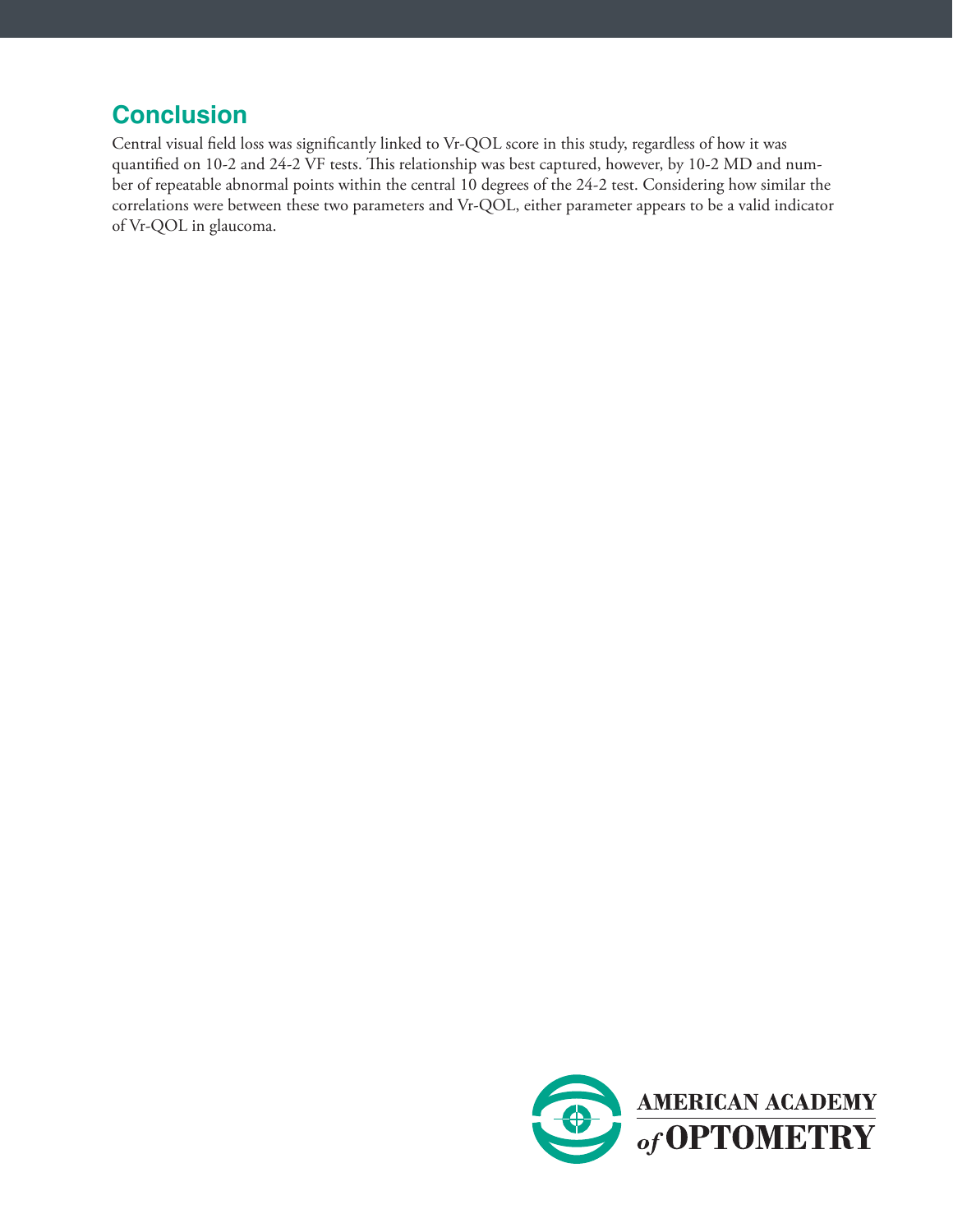## Conclusion

Central visual field loss was significantly linked to Vr-QOL score in this study, regardless of how it was quantified on 10-2 and 24-2 VF tests. This relationship was best captured, however, by 10-2 MD and number of repeatable abnormal points within the central 10 degrees of the 24-2 test. Considering how similar the correlations were between these two parameters and Vr-QOL, either parameter appears to be a valid indicator of Vr-QOL in glaucoma.